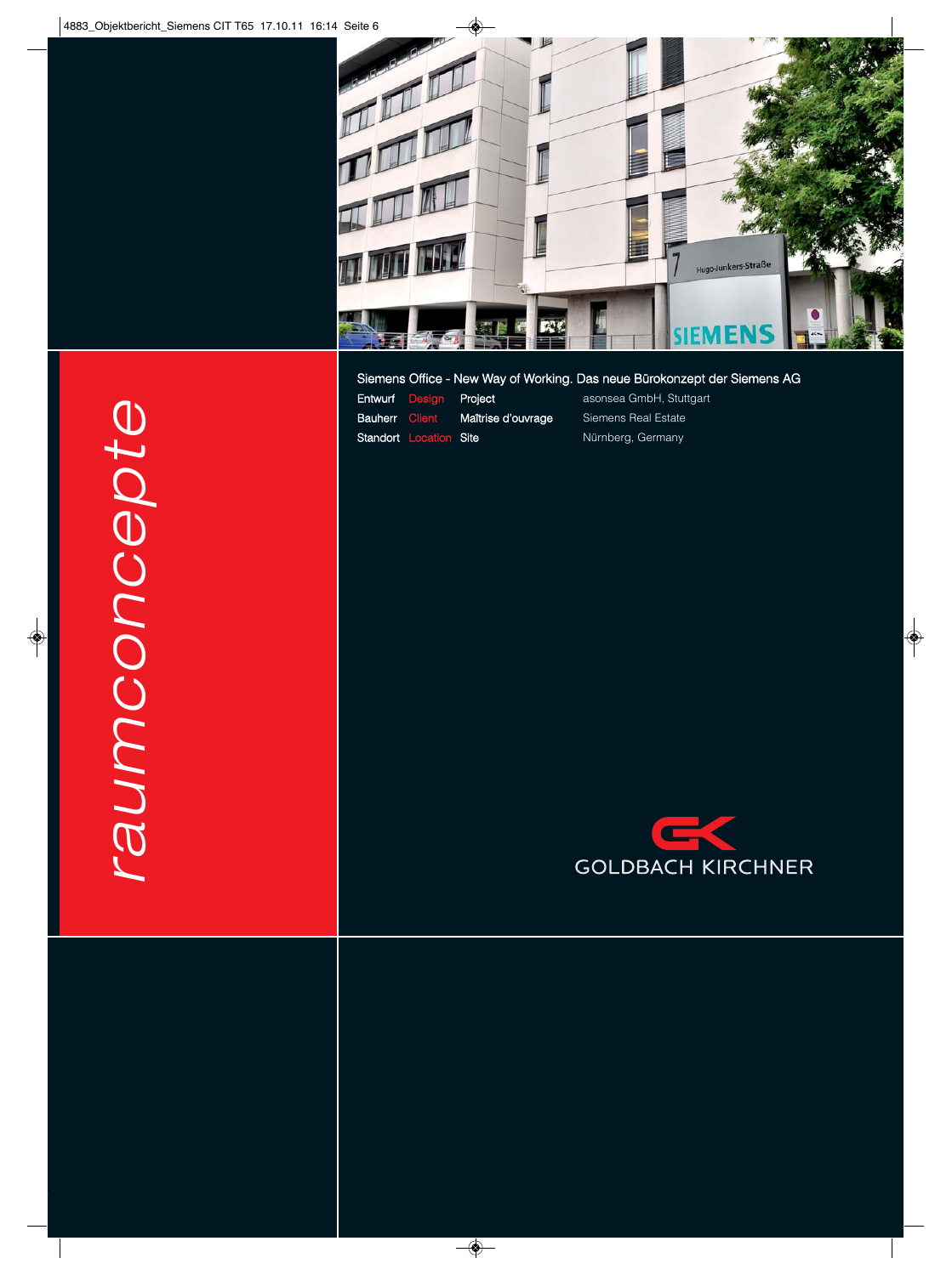raumconcepte

## Siemens Office - New Way of Working. Das neue Bürokonzept der Siemens AG

| | | | |
|---|---|---|---|
| Entwurf | Design | Project | asonsea GmbH, Stuttgart |
| Bauherr | Client | Maîtrise d'ouvrage | Siemens Real Estate |
| Standort | Location | Site | Nürnberg, Germany |

GOLDBACH KIRCHNER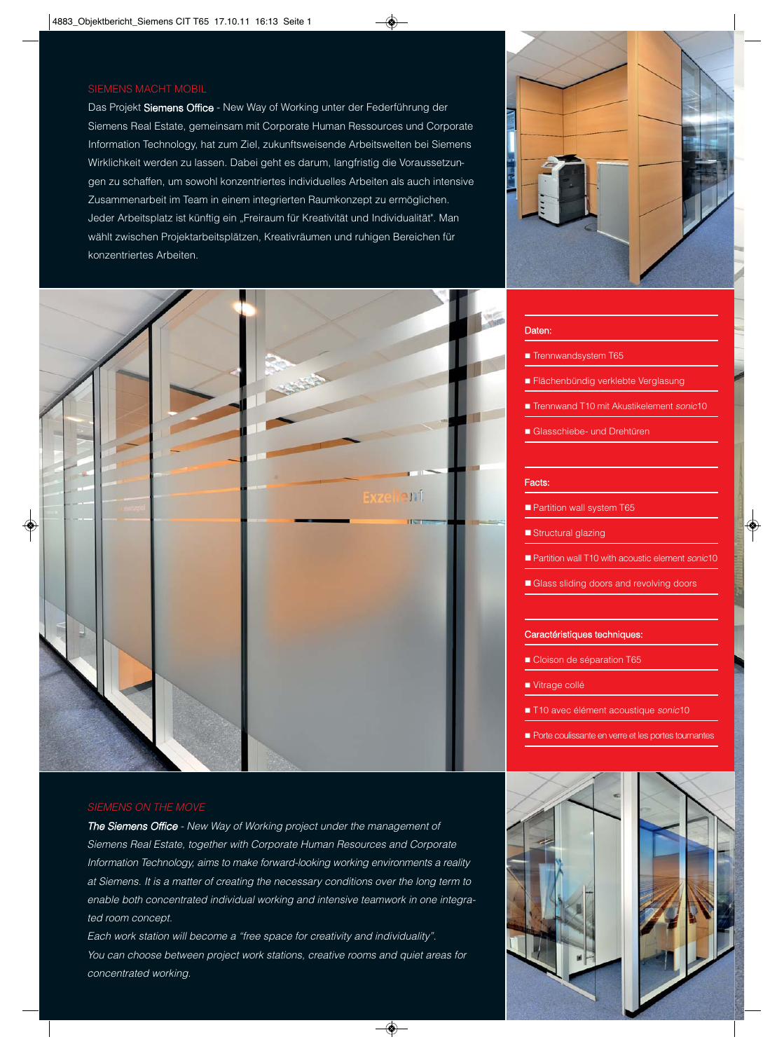## SIEMENS MACHT MOBIL

Das Projekt **Siemens Office** - New Way of Working unter der Federführung der Siemens Real Estate, gemeinsam mit Corporate Human Ressources und Corporate Information Technology, hat zum Ziel, zukunftsweisende Arbeitswelten bei Siemens Wirklichkeit werden zu lassen. Dabei geht es darum, langfristig die Voraussetzungen zu schaffen, um sowohl konzentriertes individuelles Arbeiten als auch intensive Zusammenarbeit im Team in einem integrierten Raumkonzept zu ermöglichen. Jeder Arbeitsplatz ist künftig ein „Freiraum für Kreativität und Individualität". Man wählt zwischen Projektarbeitsplätzen, Kreativräumen und ruhigen Bereichen für konzentriertes Arbeiten.

### Daten:

- Trennwandsystem T65
- Flächenbündig verklebte Verglasung
- Trennwand T10 mit Akustikelement *sonic*10
- Glasschiebe- und Drehtüren

### Facts:

- Partition wall system T65
- Structural glazing
- Partition wall T10 with acoustic element *sonic*10
- Glass sliding doors and revolving doors

### Caractéristiques techniques:

- Cloison de séparation T65
- Vitrage collé
- T10 avec élément acoustique *sonic*10
- Porte coulissante en verre et les portes tournantes

## *SIEMENS ON THE MOVE*

***The Siemens Office** - New Way of Working project under the management of Siemens Real Estate, together with Corporate Human Resources and Corporate Information Technology, aims to make forward-looking working environments a reality at Siemens. It is a matter of creating the necessary conditions over the long term to enable both concentrated individual working and intensive teamwork in one integrated room concept.*

*Each work station will become a "free space for creativity and individuality". You can choose between project work stations, creative rooms and quiet areas for concentrated working.*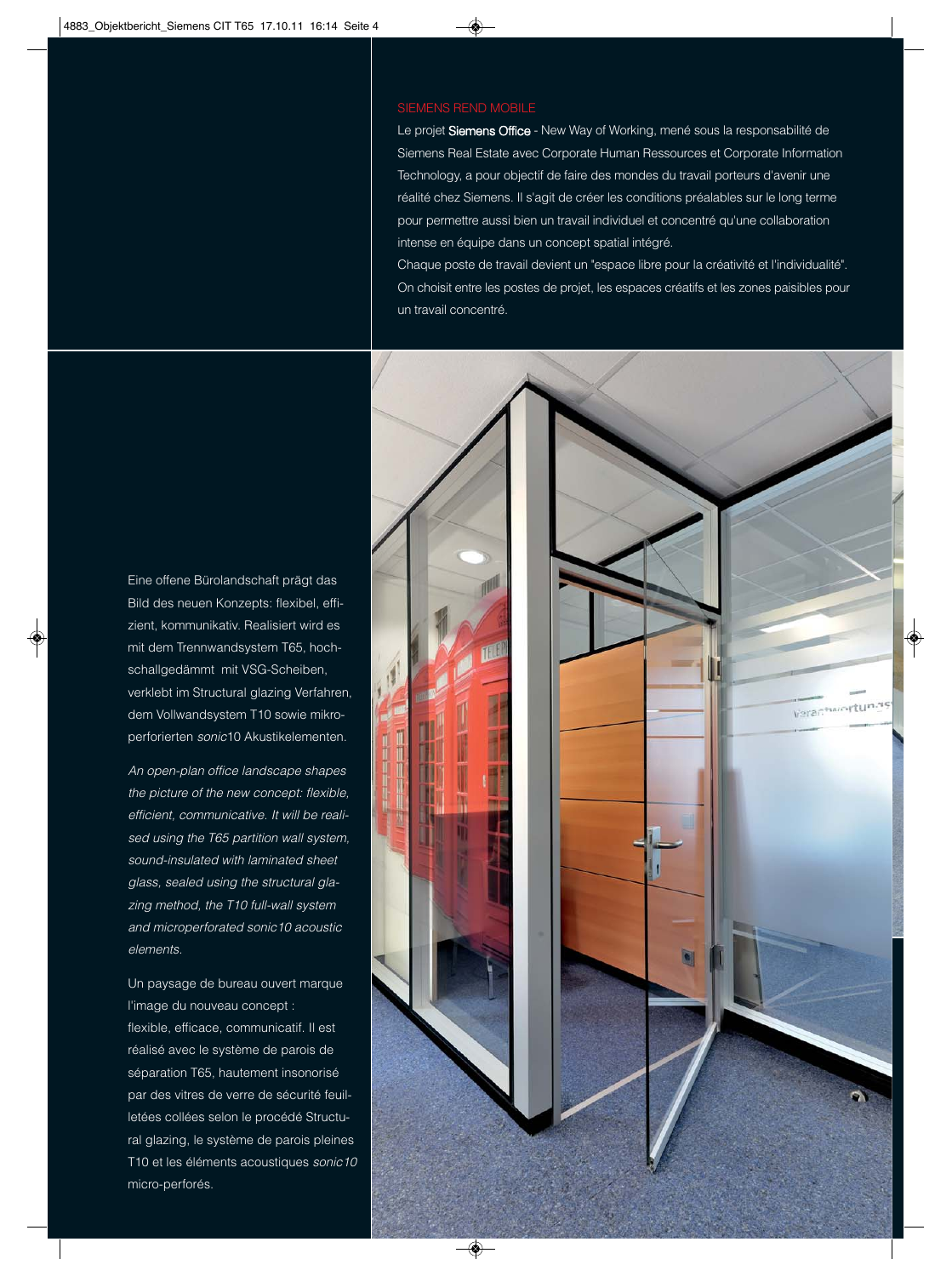## SIEMENS REND MOBILE

Le projet **Siemens Office** - New Way of Working, mené sous la responsabilité de Siemens Real Estate avec Corporate Human Ressources et Corporate Information Technology, a pour objectif de faire des mondes du travail porteurs d'avenir une réalité chez Siemens. Il s'agit de créer les conditions préalables sur le long terme pour permettre aussi bien un travail individuel et concentré qu'une collaboration intense en équipe dans un concept spatial intégré.

Chaque poste de travail devient un "espace libre pour la créativité et l'individualité". On choisit entre les postes de projet, les espaces créatifs et les zones paisibles pour un travail concentré.

Eine offene Bürolandschaft prägt das Bild des neuen Konzepts: flexibel, effizient, kommunikativ. Realisiert wird es mit dem Trennwandsystem T65, hochschallgedämmt mit VSG-Scheiben, verklebt im Structural glazing Verfahren, dem Vollwandsystem T10 sowie mikroperforierten *sonic*10 Akustikelementen.

*An open-plan office landscape shapes the picture of the new concept: flexible, efficient, communicative. It will be realised using the T65 partition wall system, sound-insulated with laminated sheet glass, sealed using the structural glazing method, the T10 full-wall system and microperforated sonic10 acoustic elements.*

Un paysage de bureau ouvert marque l'image du nouveau concept : flexible, efficace, communicatif. Il est réalisé avec le système de parois de séparation T65, hautement insonorisé par des vitres de verre de sécurité feuilletées collées selon le procédé Structural glazing, le système de parois pleines T10 et les éléments acoustiques *sonic10* micro-perforés.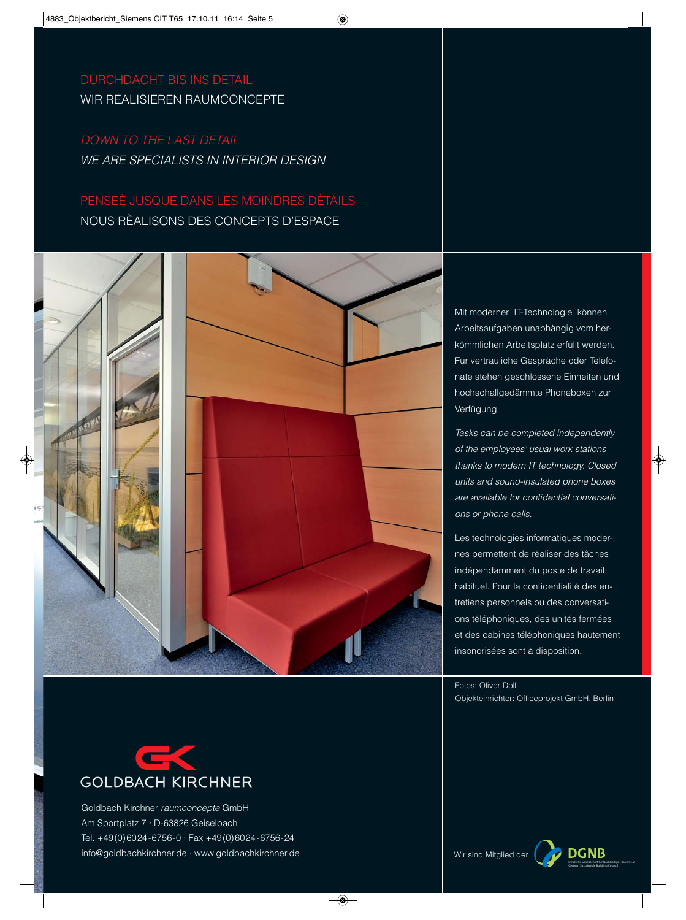DURCHDACHT BIS INS DETAIL

WIR REALISIEREN RAUMCONCEPTE

*DOWN TO THE LAST DETAIL*

*WE ARE SPECIALISTS IN INTERIOR DESIGN*

PENSEÈ JUSQUE DANS LES MOINDRES DÈTAILS

NOUS RÈALISONS DES CONCEPTS D'ESPACE

Mit moderner IT-Technologie können Arbeitsaufgaben unabhängig vom herkömmlichen Arbeitsplatz erfüllt werden. Für vertrauliche Gespräche oder Telefonate stehen geschlossene Einheiten und hochschallgedämmte Phoneboxen zur Verfügung.

*Tasks can be completed independently of the employees' usual work stations thanks to modern IT technology. Closed units and sound-insulated phone boxes are available for confidential conversations or phone calls.*

Les technologies informatiques modernes permettent de réaliser des tâches indépendamment du poste de travail habituel. Pour la confidentialité des entretiens personnels ou des conversations téléphoniques, des unités fermées et des cabines téléphoniques hautement insonorisées sont à disposition.

Fotos: Oliver Doll

Objekteinrichter: Officeprojekt GmbH, Berlin

GOLDBACH KIRCHNER

Goldbach Kirchner *raumconcepte* GmbH

Am Sportplatz 7 · D-63826 Geiselbach

Tel. +49(0)6024-6756-0 · Fax +49(0)6024-6756-24

info@goldbachkirchner.de · www.goldbachkirchner.de

Wir sind Mitglied der DGNB